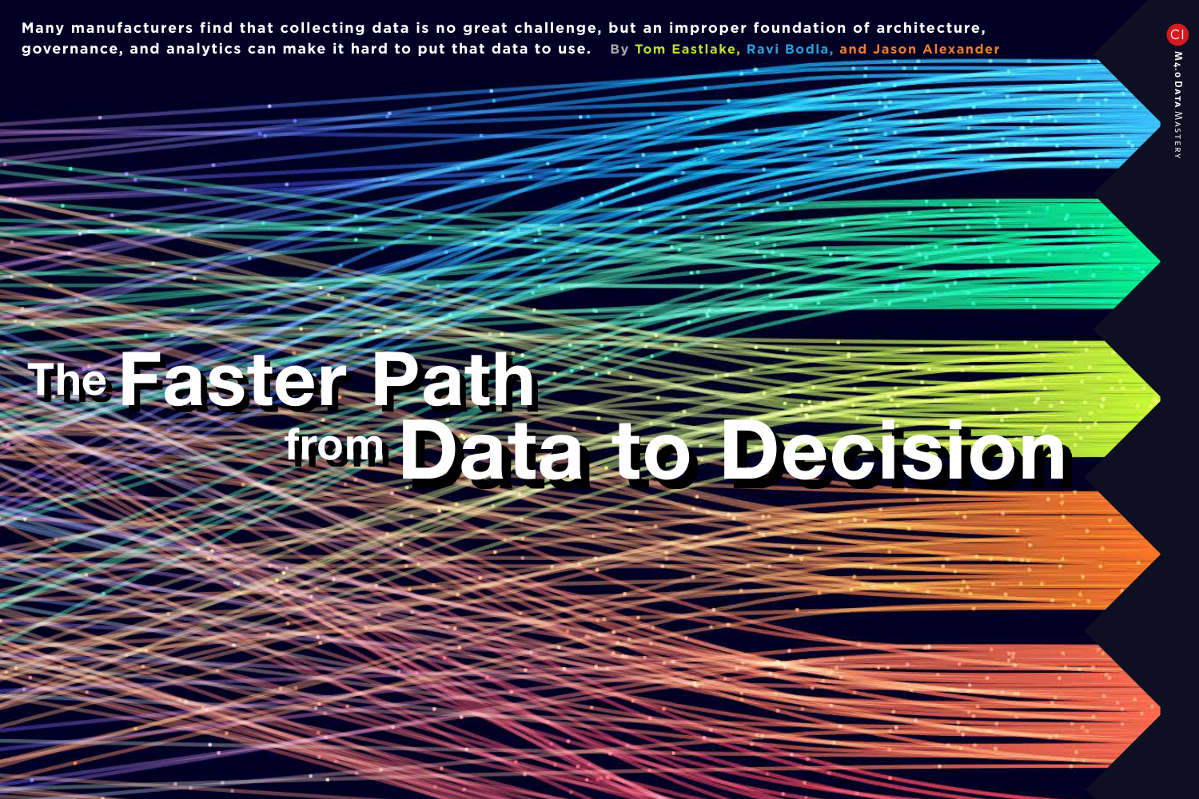# The Faster Path from Data to Decision

Many manufacturers find that collecting data is no great challenge, but an improper foundation of architecture, governance, and analytics can make it hard to put that data to use.

By Tom Eastlake, Ravi Bodla, and Jason Alexander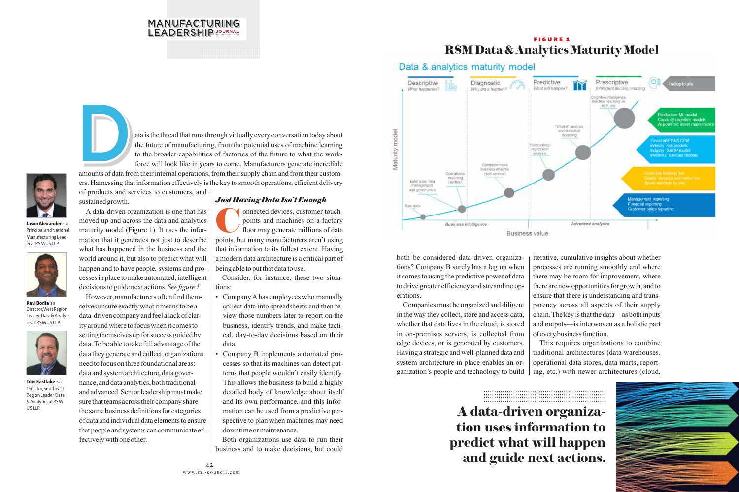Data is the thread that runs through virtually every conversation today about the future of manufacturing, from the potential uses of machine learning to the broader capabilities of factories of the future to what the workforce will look like in years to come. Manufacturers generate incredible amounts of data from their internal operations, from their supply chain and from their customers. Harnessing that information effectively is the key to smooth operations, efficient delivery of products and services to customers, and sustained growth.

**Jason Alexander** is a Principal and National Manufacturing Leader at RSM US LLP.

**Ravi Bodla** is a Director, West Region Leader, Data & Analytics at RSM US LLP.

**Tom Eastlake** is a Director, Southeast Region Leader, Data & Analytics at RSM US LLP.

A data-driven organization is one that has moved up and across the data and analytics maturity model (Figure 1). It uses the information that it generates not just to describe what has happened in the business and the world around it, but also to predict what will happen and to have people, systems and processes in place to make automated, intelligent decisions to guide next actions. *See figure 1*

However, manufacturers often find themselves unsure exactly what it means to be a data-driven company and feel a lack of clarity around where to focus when it comes to setting themselves up for success guided by data. To be able to take full advantage of the data they generate and collect, organizations need to focus on three foundational areas: data and system architecture, data governance, and data analytics, both traditional and advanced. Senior leadership must make sure that teams across their company share the same business definitions for categories of data and individual data elements to ensure that people and systems can communicate effectively with one other.

### *Just Having Data Isn't Enough*

Connected devices, customer touchpoints and machines on a factory floor may generate millions of data points, but many manufacturers aren't using that information to its fullest extent. Having a modern data architecture is a critical part of being able to put that data to use.

Consider, for instance, these two situations:

- Company A has employees who manually collect data into spreadsheets and then review those numbers later to report on the business, identify trends, and make tactical, day-to-day decisions based on their data.
- Company B implements automated processes so that its machines can detect patterns that people wouldn't easily identify. This allows the business to build a highly detailed body of knowledge about itself and its own performance, and this information can be used from a predictive perspective to plan when machines may need downtime or maintenance.

Both organizations use data to run their business and to make decisions, but could both be considered data-driven organizations? Company B surely has a leg up when it comes to using the predictive power of data to drive greater efficiency and streamline operations.

Companies must be organized and diligent in the way they collect, store and access data, whether that data lives in the cloud, is stored in on-premises servers, is collected from edge devices, or is generated by customers. Having a strategic and well-planned data and system architecture in place enables an organization's people and technology to build iterative, cumulative insights about whether processes are running smoothly and where there may be room for improvement, where there are new opportunities for growth, and to ensure that there is understanding and transparency across all aspects of their supply chain. The key is that the data—as both inputs and outputs—is interwoven as a holistic part of every business function.

This requires organizations to combine traditional architectures (data warehouses, operational data stores, data marts, reporting, etc.) with newer architectures (cloud,

**FIGURE 1**

**RSM Data & Analytics Maturity Model**

**A data-driven organization uses information to predict what will happen and guide next actions.**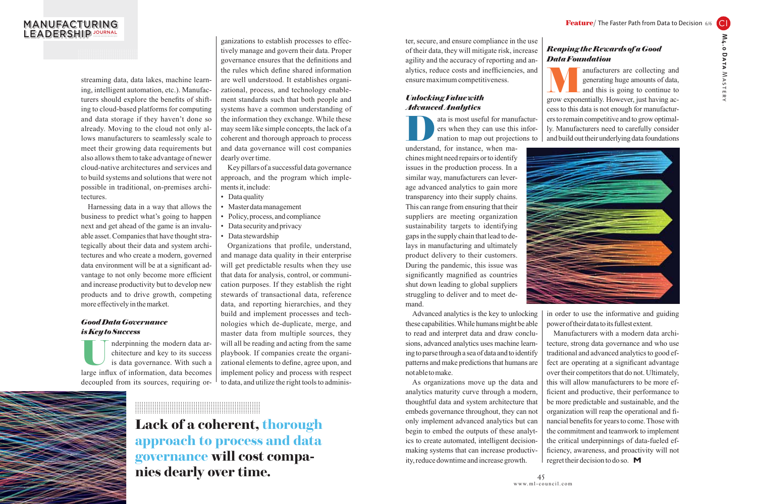streaming data, data lakes, machine learning, intelligent automation, etc.). Manufacturers should explore the benefits of shifting to cloud-based platforms for computing and data storage if they haven't done so already. Moving to the cloud not only allows manufacturers to seamlessly scale to meet their growing data requirements but also allows them to take advantage of newer cloud-native architectures and services and to build systems and solutions that were not possible in traditional, on-premises architectures.

Harnessing data in a way that allows the business to predict what's going to happen next and get ahead of the game is an invaluable asset. Companies that have thought strategically about their data and system architectures and who create a modern, governed data environment will be at a significant advantage to not only become more efficient and increase productivity but to develop new products and to drive growth, competing more effectively in the market.

### *Good Data Governance is Key to Success*

Underpinning the modern data architecture and key to its success is data governance. With such a large influx of information, data becomes decoupled from its sources, requiring organizations to establish processes to effectively manage and govern their data. Proper governance ensures that the definitions and the rules which define shared information are well understood. It establishes organizational, process, and technology enablement standards such that both people and systems have a common understanding of the information they exchange. While these may seem like simple concepts, the lack of a coherent and thorough approach to process and data governance will cost companies dearly over time.

Key pillars of a successful data governance approach, and the program which implements it, include:

- Data quality
- Master data management
- Policy, process, and compliance
- Data security and privacy
- Data stewardship

Organizations that profile, understand, and manage data quality in their enterprise will get predictable results when they use that data for analysis, control, or communication purposes. If they establish the right stewards of transactional data, reference data, and reporting hierarchies, and they build and implement processes and technologies which de-duplicate, merge, and master data from multiple sources, they will all be reading and acting from the same playbook. If companies create the organizational elements to define, agree upon, and implement policy and process with respect to data, and utilize the right tools to administer, secure, and ensure compliance in the use of their data, they will mitigate risk, increase agility and the accuracy of reporting and analytics, reduce costs and inefficiencies, and ensure maximum competitiveness.

**Lack of a coherent, thorough approach to process and data governance will cost companies dearly over time.**

### *Unlocking Value with Advanced Analytics*

Data is most useful for manufacturers when they can use this information to map out projections to understand, for instance, when machines might need repairs or to identify issues in the production process. In a similar way, manufacturers can leverage advanced analytics to gain more transparency into their supply chains. This can range from ensuring that their suppliers are meeting organization sustainability targets to identifying gaps in the supply chain that lead to delays in manufacturing and ultimately product delivery to their customers. During the pandemic, this issue was significantly magnified as countries shut down leading to global suppliers struggling to deliver and to meet demand.

Advanced analytics is the key to unlocking these capabilities. While humans might be able to read and interpret data and draw conclusions, advanced analytics uses machine learning to parse through a sea of data and to identify patterns and make predictions that humans are not able to make.

As organizations move up the data and analytics maturity curve through a modern, thoughtful data and system architecture that embeds governance throughout, they can not only implement advanced analytics but can begin to embed the outputs of these analytics to create automated, intelligent decision-making systems that can increase productivity, reduce downtime and increase growth.

### *Reaping the Rewards of a Good Data Foundation*

Manufacturers are collecting and generating huge amounts of data, and this is going to continue to grow exponentially. However, just having access to this data is not enough for manufacturers to remain competitive and to grow optimally. Manufacturers need to carefully consider and build out their underlying data foundations in order to use the informative and guiding power of their data to its fullest extent.

Manufacturers with a modern data architecture, strong data governance and who use traditional and advanced analytics to good effect are operating at a significant advantage over their competitors that do not. Ultimately, this will allow manufacturers to be more efficient and productive, their performance to be more predictable and sustainable, and the organization will reap the operational and financial benefits for years to come. Those with the commitment and teamwork to implement the critical underpinnings of data-fueled efficiency, awareness, and proactivity will not regret their decision to do so.